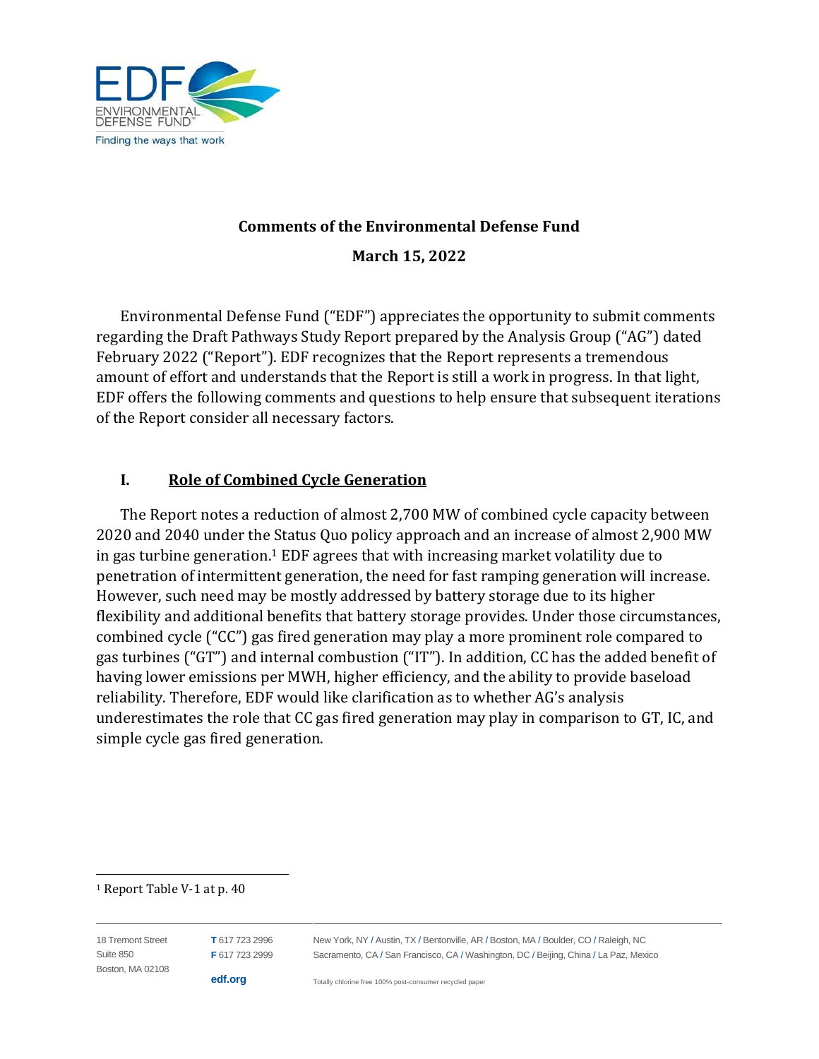**Comments of the Environmental Defense Fund**

**March 15, 2022**

Environmental Defense Fund ("EDF") appreciates the opportunity to submit comments regarding the Draft Pathways Study Report prepared by the Analysis Group ("AG") dated February 2022 ("Report"). EDF recognizes that the Report represents a tremendous amount of effort and understands that the Report is still a work in progress. In that light, EDF offers the following comments and questions to help ensure that subsequent iterations of the Report consider all necessary factors.

## I. Role of Combined Cycle Generation

The Report notes a reduction of almost 2,700 MW of combined cycle capacity between 2020 and 2040 under the Status Quo policy approach and an increase of almost 2,900 MW in gas turbine generation.[1] EDF agrees that with increasing market volatility due to penetration of intermittent generation, the need for fast ramping generation will increase. However, such need may be mostly addressed by battery storage due to its higher flexibility and additional benefits that battery storage provides. Under those circumstances, combined cycle ("CC") gas fired generation may play a more prominent role compared to gas turbines ("GT") and internal combustion ("IT"). In addition, CC has the added benefit of having lower emissions per MWH, higher efficiency, and the ability to provide baseload reliability. Therefore, EDF would like clarification as to whether AG's analysis underestimates the role that CC gas fired generation may play in comparison to GT, IC, and simple cycle gas fired generation.

[1] Report Table V-1 at p. 40

18 Tremont Street
Suite 850
Boston, MA 02108

**T** 617 723 2996
**F** 617 723 2999

**edf.org**

New York, NY / Austin, TX / Bentonville, AR / Boston, MA / Boulder, CO / Raleigh, NC
Sacramento, CA / San Francisco, CA / Washington, DC / Beijing, China / La Paz, Mexico

Totally chlorine free 100% post-consumer recycled paper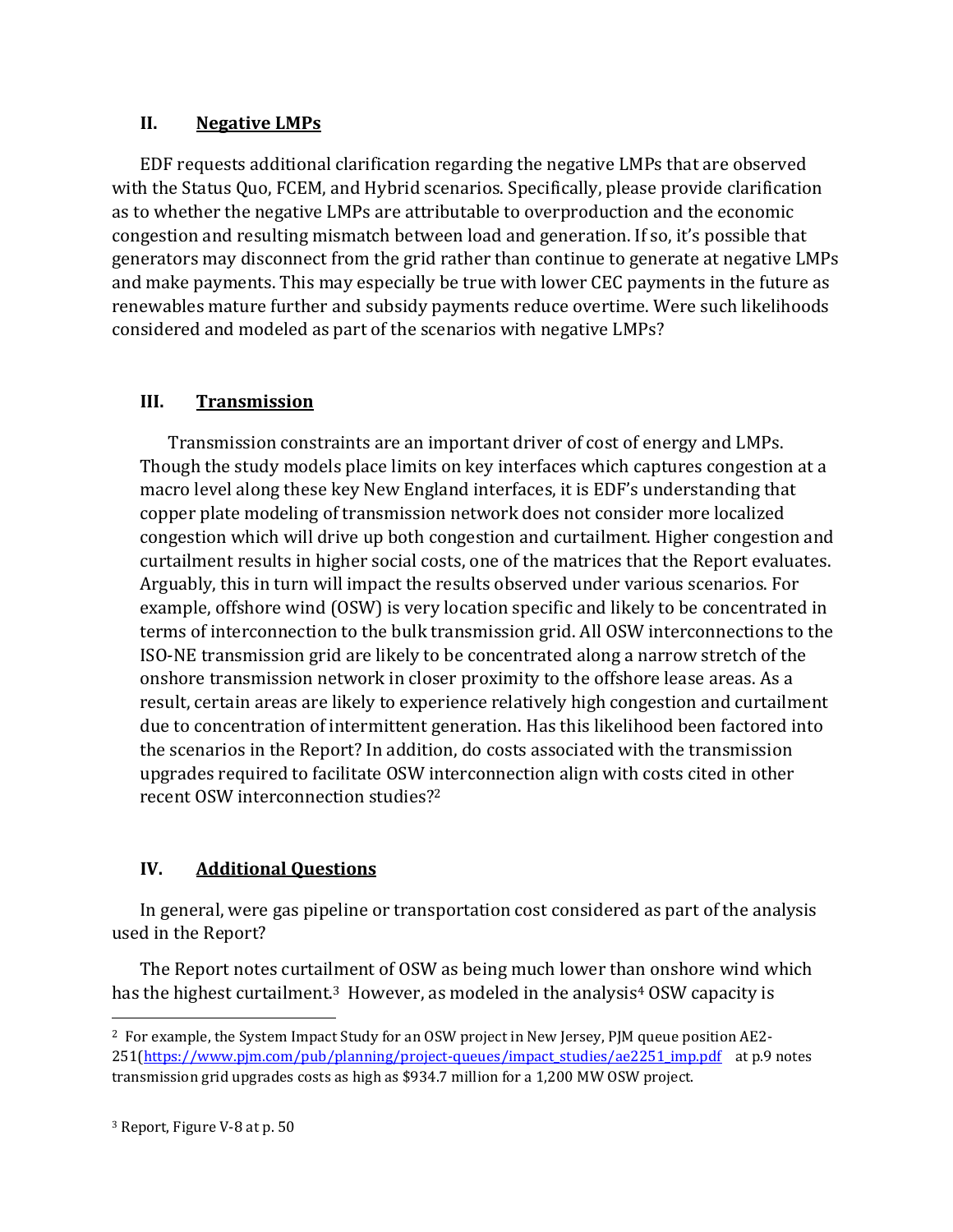## II. Negative LMPs

EDF requests additional clarification regarding the negative LMPs that are observed with the Status Quo, FCEM, and Hybrid scenarios. Specifically, please provide clarification as to whether the negative LMPs are attributable to overproduction and the economic congestion and resulting mismatch between load and generation. If so, it's possible that generators may disconnect from the grid rather than continue to generate at negative LMPs and make payments. This may especially be true with lower CEC payments in the future as renewables mature further and subsidy payments reduce overtime. Were such likelihoods considered and modeled as part of the scenarios with negative LMPs?

## III. Transmission

Transmission constraints are an important driver of cost of energy and LMPs. Though the study models place limits on key interfaces which captures congestion at a macro level along these key New England interfaces, it is EDF's understanding that copper plate modeling of transmission network does not consider more localized congestion which will drive up both congestion and curtailment. Higher congestion and curtailment results in higher social costs, one of the matrices that the Report evaluates. Arguably, this in turn will impact the results observed under various scenarios. For example, offshore wind (OSW) is very location specific and likely to be concentrated in terms of interconnection to the bulk transmission grid. All OSW interconnections to the ISO-NE transmission grid are likely to be concentrated along a narrow stretch of the onshore transmission network in closer proximity to the offshore lease areas. As a result, certain areas are likely to experience relatively high congestion and curtailment due to concentration of intermittent generation. Has this likelihood been factored into the scenarios in the Report? In addition, do costs associated with the transmission upgrades required to facilitate OSW interconnection align with costs cited in other recent OSW interconnection studies?[2]

## IV. Additional Questions

In general, were gas pipeline or transportation cost considered as part of the analysis used in the Report?

The Report notes curtailment of OSW as being much lower than onshore wind which has the highest curtailment.[3] However, as modeled in the analysis[4] OSW capacity is

---

[2] For example, the System Impact Study for an OSW project in New Jersey, PJM queue position AE2-251(https://www.pjm.com/pub/planning/project-queues/impact_studies/ae2251_imp.pdf at p.9 notes transmission grid upgrades costs as high as $934.7 million for a 1,200 MW OSW project.

[3] Report, Figure V-8 at p. 50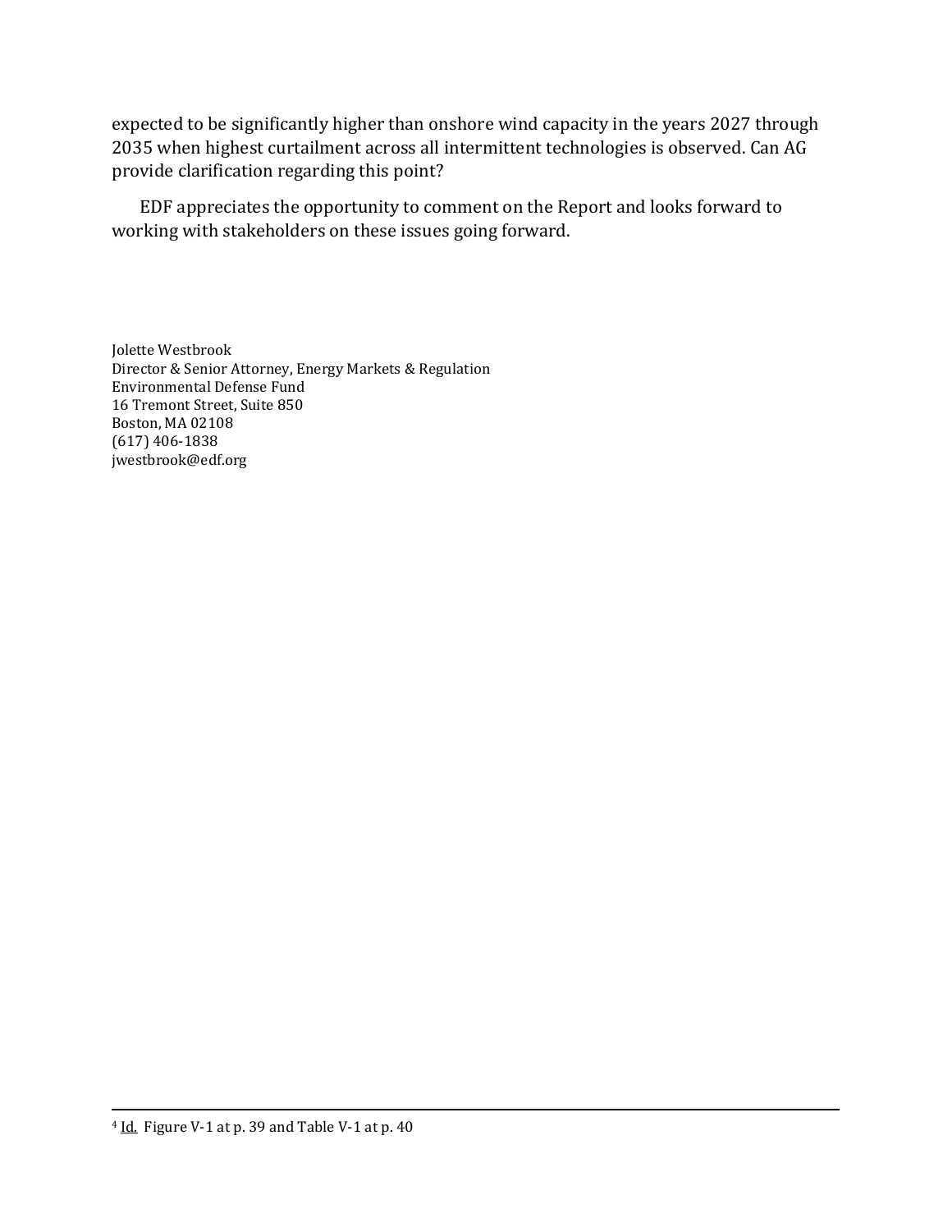expected to be significantly higher than onshore wind capacity in the years 2027 through 2035 when highest curtailment across all intermittent technologies is observed. Can AG provide clarification regarding this point?

EDF appreciates the opportunity to comment on the Report and looks forward to working with stakeholders on these issues going forward.

Jolette Westbrook  
Director & Senior Attorney, Energy Markets & Regulation  
Environmental Defense Fund  
16 Tremont Street, Suite 850  
Boston, MA 02108  
(617) 406-1838  
jwestbrook@edf.org

---

[4] Id. Figure V-1 at p. 39 and Table V-1 at p. 40